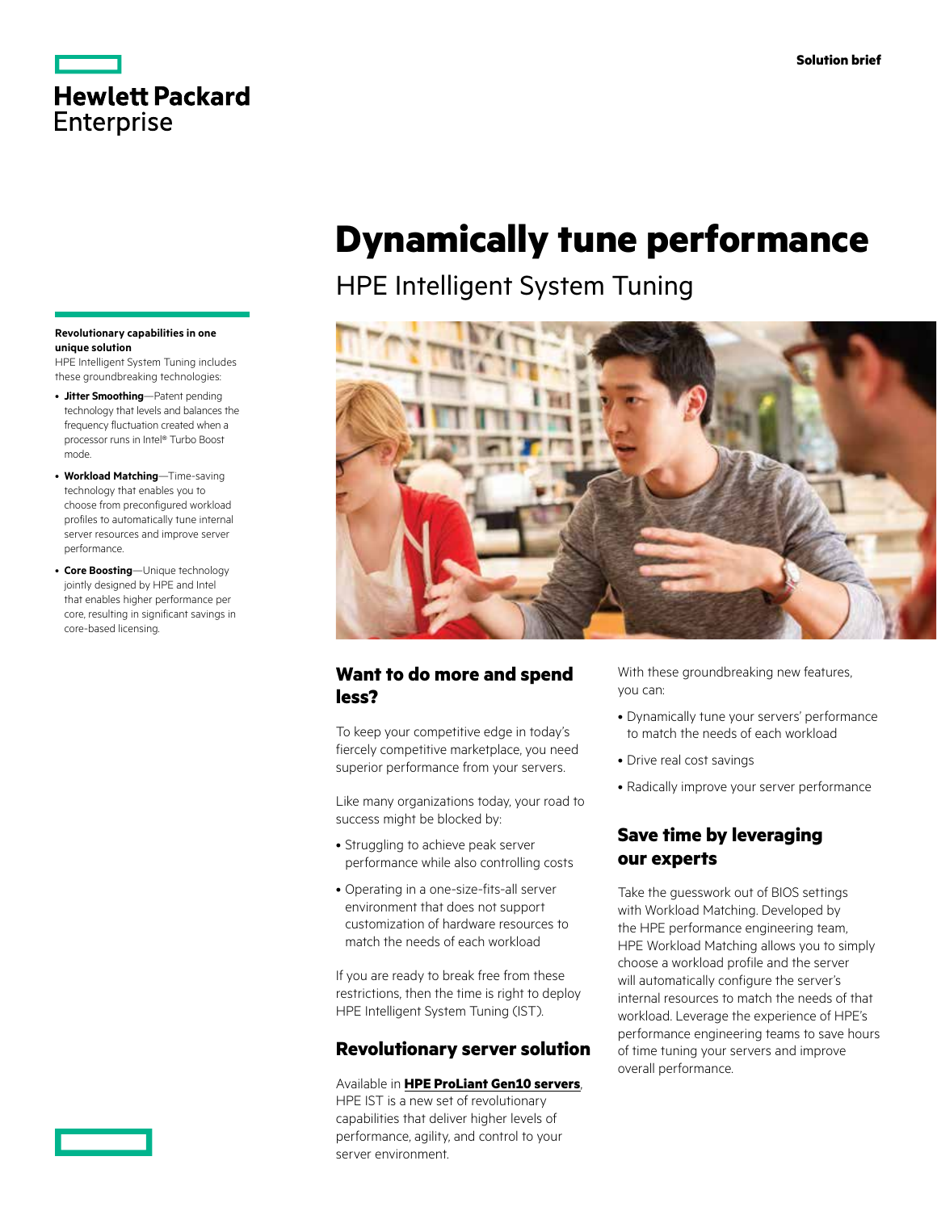Solution brief

# Dynamically tune performance

## HPE Intelligent System Tuning

**Revolutionary capabilities in one unique solution**

HPE Intelligent System Tuning includes these groundbreaking technologies:

- **Jitter Smoothing**—Patent pending technology that levels and balances the frequency fluctuation created when a processor runs in Intel® Turbo Boost mode.
- **Workload Matching**—Time-saving technology that enables you to choose from preconfigured workload profiles to automatically tune internal server resources and improve server performance.
- **Core Boosting**—Unique technology jointly designed by HPE and Intel that enables higher performance per core, resulting in significant savings in core-based licensing.

### Want to do more and spend less?

To keep your competitive edge in today's fiercely competitive marketplace, you need superior performance from your servers.

Like many organizations today, your road to success might be blocked by:

- Struggling to achieve peak server performance while also controlling costs
- Operating in a one-size-fits-all server environment that does not support customization of hardware resources to match the needs of each workload

If you are ready to break free from these restrictions, then the time is right to deploy HPE Intelligent System Tuning (IST).

### Revolutionary server solution

Available in **HPE ProLiant Gen10 servers**, HPE IST is a new set of revolutionary capabilities that deliver higher levels of performance, agility, and control to your server environment.

With these groundbreaking new features, you can:

- Dynamically tune your servers' performance to match the needs of each workload
- Drive real cost savings
- Radically improve your server performance

### Save time by leveraging our experts

Take the guesswork out of BIOS settings with Workload Matching. Developed by the HPE performance engineering team, HPE Workload Matching allows you to simply choose a workload profile and the server will automatically configure the server's internal resources to match the needs of that workload. Leverage the experience of HPE's performance engineering teams to save hours of time tuning your servers and improve overall performance.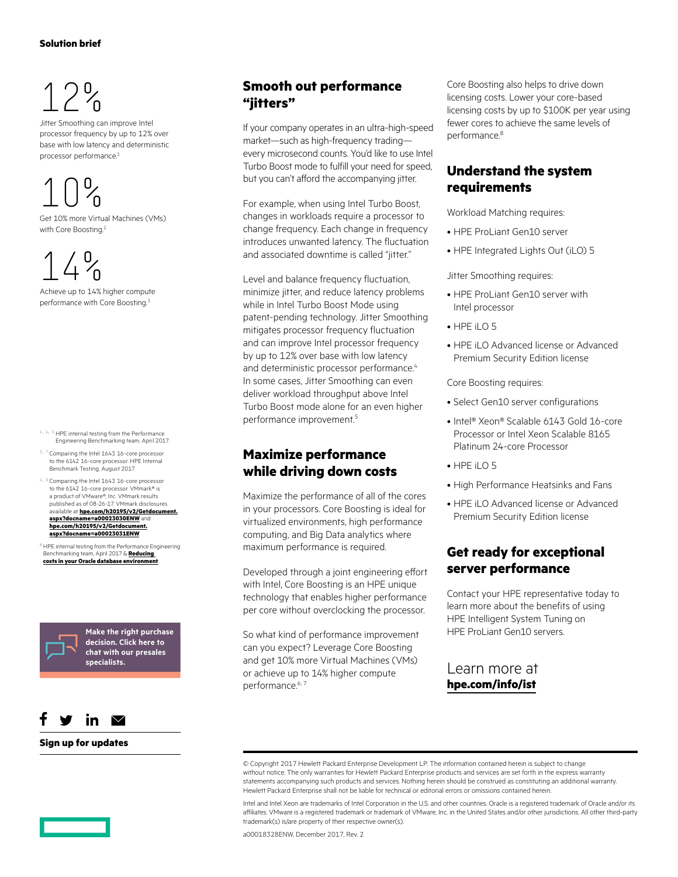12%

Jitter Smoothing can improve Intel processor frequency by up to 12% over base with low latency and deterministic processor performance.[1]

10%

Get 10% more Virtual Machines (VMs) with Core Boosting.[2]

14%

Achieve up to 14% higher compute performance with Core Boosting.[3]

## Smooth out performance "jitters"

If your company operates in an ultra-high-speed market—such as high-frequency trading—every microsecond counts. You'd like to use Intel Turbo Boost mode to fulfill your need for speed, but you can't afford the accompanying jitter.

For example, when using Intel Turbo Boost, changes in workloads require a processor to change frequency. Each change in frequency introduces unwanted latency. The fluctuation and associated downtime is called "jitter."

Level and balance frequency fluctuation, minimize jitter, and reduce latency problems while in Intel Turbo Boost Mode using patent-pending technology. Jitter Smoothing mitigates processor frequency fluctuation and can improve Intel processor frequency by up to 12% over base with low latency and deterministic processor performance.[4] In some cases, Jitter Smoothing can even deliver workload throughput above Intel Turbo Boost mode alone for an even higher performance improvement.[5]

## Maximize performance while driving down costs

Maximize the performance of all of the cores in your processors. Core Boosting is ideal for virtualized environments, high performance computing, and Big Data analytics where maximum performance is required.

Developed through a joint engineering effort with Intel, Core Boosting is an HPE unique technology that enables higher performance per core without overclocking the processor.

So what kind of performance improvement can you expect? Leverage Core Boosting and get 10% more Virtual Machines (VMs) or achieve up to 14% higher compute performance.[6,7]

Core Boosting also helps to drive down licensing costs. Lower your core-based licensing costs by up to $100K per year using fewer cores to achieve the same levels of performance.[8]

## Understand the system requirements

Workload Matching requires:

- HPE ProLiant Gen10 server
- HPE Integrated Lights Out (iLO) 5

Jitter Smoothing requires:

- HPE ProLiant Gen10 server with Intel processor
- HPE iLO 5
- HPE iLO Advanced license or Advanced Premium Security Edition license

Core Boosting requires:

- Select Gen10 server configurations
- Intel® Xeon® Scalable 6143 Gold 16-core Processor or Intel Xeon Scalable 8165 Platinum 24-core Processor
- HPE iLO 5
- High Performance Heatsinks and Fans
- HPE iLO Advanced license or Advanced Premium Security Edition license

## Get ready for exceptional server performance

Contact your HPE representative today to learn more about the benefits of using HPE Intelligent System Tuning on HPE ProLiant Gen10 servers.

Learn more at
**hpe.com/info/ist**

[1, 4, 5] HPE internal testing from the Performance Engineering Benchmarking team, April 2017.

[3, 7] Comparing the Intel 1643 16-core processor to the 6142 16-core processor. HPE Internal Benchmark Testing, August 2017.

[2, 6] Comparing the Intel 1643 16-core processor to the 6142 16-core processor. VMmark® is a product of VMware®, Inc. VMmark results published as of 08-26-17. VMmark disclosures available at **hpe.com/h20195/v2/Getdocument.aspx?docname=a00023030ENW** and **hpe.com/h20195/v2/Getdocument.aspx?docname=a00023031ENW**.

[8] HPE internal testing from the Performance Engineering Benchmarking team, April 2017 & **Reducing costs in your Oracle database environment**.

**Make the right purchase decision. Click here to chat with our presales specialists.**

**Sign up for updates**

© Copyright 2017 Hewlett Packard Enterprise Development LP. The information contained herein is subject to change without notice. The only warranties for Hewlett Packard Enterprise products and services are set forth in the express warranty statements accompanying such products and services. Nothing herein should be construed as constituting an additional warranty. Hewlett Packard Enterprise shall not be liable for technical or editorial errors or omissions contained herein.

Intel and Intel Xeon are trademarks of Intel Corporation in the U.S. and other countries. Oracle is a registered trademark of Oracle and/or its affiliates. VMware is a registered trademark or trademark of VMware, Inc. in the United States and/or other jurisdictions. All other third-party trademark(s) is/are property of their respective owner(s).

a00018328ENW, December 2017, Rev. 2